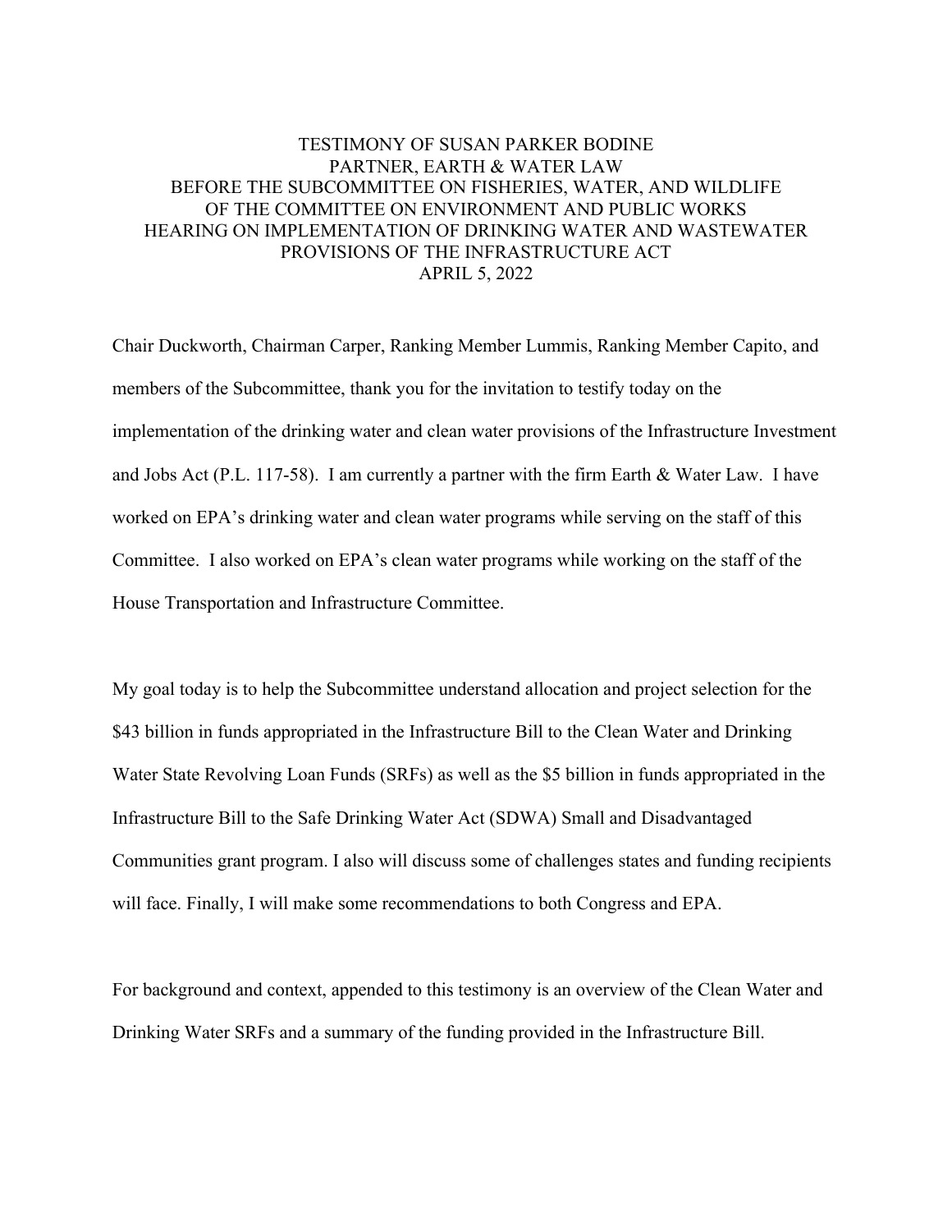# TESTIMONY OF SUSAN PARKER BODINE
## PARTNER, EARTH & WATER LAW
## BEFORE THE SUBCOMMITTEE ON FISHERIES, WATER, AND WILDLIFE OF THE COMMITTEE ON ENVIRONMENT AND PUBLIC WORKS
## HEARING ON IMPLEMENTATION OF DRINKING WATER AND WASTEWATER PROVISIONS OF THE INFRASTRUCTURE ACT
## APRIL 5, 2022

Chair Duckworth, Chairman Carper, Ranking Member Lummis, Ranking Member Capito, and members of the Subcommittee, thank you for the invitation to testify today on the implementation of the drinking water and clean water provisions of the Infrastructure Investment and Jobs Act (P.L. 117-58). I am currently a partner with the firm Earth & Water Law. I have worked on EPA's drinking water and clean water programs while serving on the staff of this Committee. I also worked on EPA's clean water programs while working on the staff of the House Transportation and Infrastructure Committee.

My goal today is to help the Subcommittee understand allocation and project selection for the $43 billion in funds appropriated in the Infrastructure Bill to the Clean Water and Drinking Water State Revolving Loan Funds (SRFs) as well as the $5 billion in funds appropriated in the Infrastructure Bill to the Safe Drinking Water Act (SDWA) Small and Disadvantaged Communities grant program. I also will discuss some of challenges states and funding recipients will face. Finally, I will make some recommendations to both Congress and EPA.

For background and context, appended to this testimony is an overview of the Clean Water and Drinking Water SRFs and a summary of the funding provided in the Infrastructure Bill.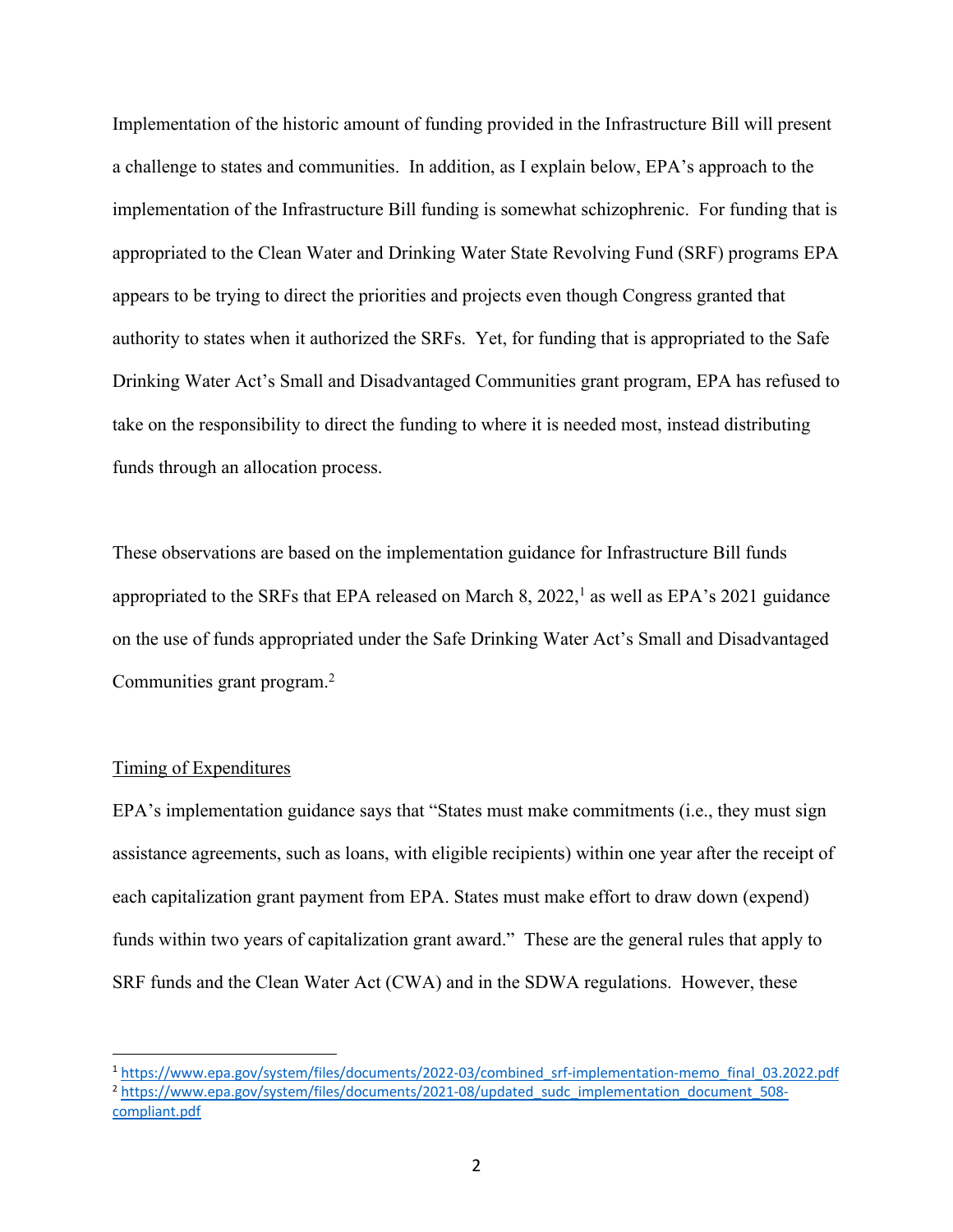Implementation of the historic amount of funding provided in the Infrastructure Bill will present a challenge to states and communities. In addition, as I explain below, EPA's approach to the implementation of the Infrastructure Bill funding is somewhat schizophrenic. For funding that is appropriated to the Clean Water and Drinking Water State Revolving Fund (SRF) programs EPA appears to be trying to direct the priorities and projects even though Congress granted that authority to states when it authorized the SRFs. Yet, for funding that is appropriated to the Safe Drinking Water Act's Small and Disadvantaged Communities grant program, EPA has refused to take on the responsibility to direct the funding to where it is needed most, instead distributing funds through an allocation process.

These observations are based on the implementation guidance for Infrastructure Bill funds appropriated to the SRFs that EPA released on March 8, 2022,[1] as well as EPA's 2021 guidance on the use of funds appropriated under the Safe Drinking Water Act's Small and Disadvantaged Communities grant program.[2]

Timing of Expenditures

EPA's implementation guidance says that "States must make commitments (i.e., they must sign assistance agreements, such as loans, with eligible recipients) within one year after the receipt of each capitalization grant payment from EPA. States must make effort to draw down (expend) funds within two years of capitalization grant award." These are the general rules that apply to SRF funds and the Clean Water Act (CWA) and in the SDWA regulations. However, these

[1] https://www.epa.gov/system/files/documents/2022-03/combined_srf-implementation-memo_final_03.2022.pdf

[2] https://www.epa.gov/system/files/documents/2021-08/updated_sudc_implementation_document_508-compliant.pdf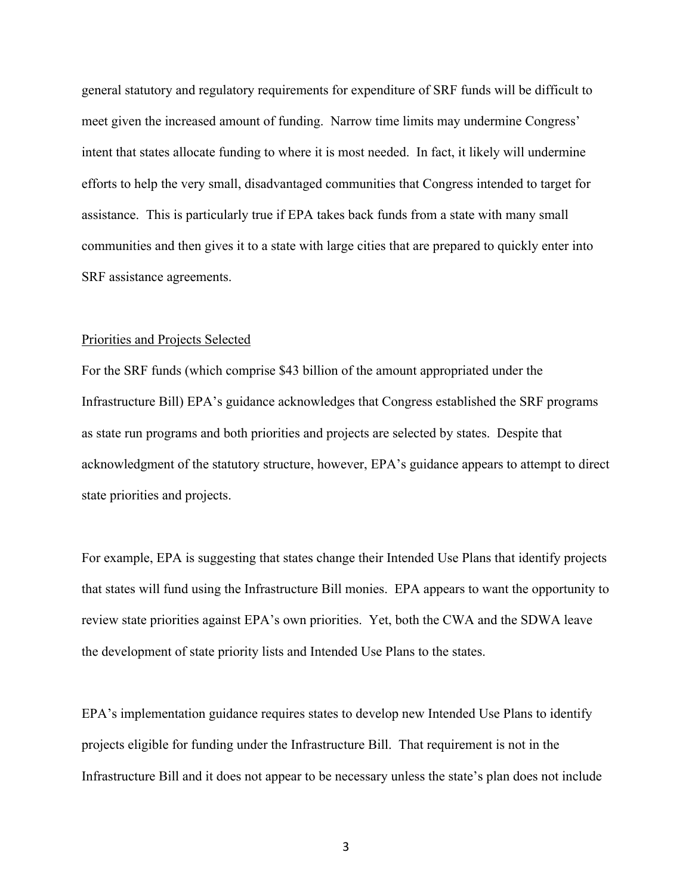general statutory and regulatory requirements for expenditure of SRF funds will be difficult to meet given the increased amount of funding. Narrow time limits may undermine Congress' intent that states allocate funding to where it is most needed. In fact, it likely will undermine efforts to help the very small, disadvantaged communities that Congress intended to target for assistance. This is particularly true if EPA takes back funds from a state with many small communities and then gives it to a state with large cities that are prepared to quickly enter into SRF assistance agreements.

<u>Priorities and Projects Selected</u>

For the SRF funds (which comprise $43 billion of the amount appropriated under the Infrastructure Bill) EPA's guidance acknowledges that Congress established the SRF programs as state run programs and both priorities and projects are selected by states. Despite that acknowledgment of the statutory structure, however, EPA's guidance appears to attempt to direct state priorities and projects.

For example, EPA is suggesting that states change their Intended Use Plans that identify projects that states will fund using the Infrastructure Bill monies. EPA appears to want the opportunity to review state priorities against EPA's own priorities. Yet, both the CWA and the SDWA leave the development of state priority lists and Intended Use Plans to the states.

EPA's implementation guidance requires states to develop new Intended Use Plans to identify projects eligible for funding under the Infrastructure Bill. That requirement is not in the Infrastructure Bill and it does not appear to be necessary unless the state's plan does not include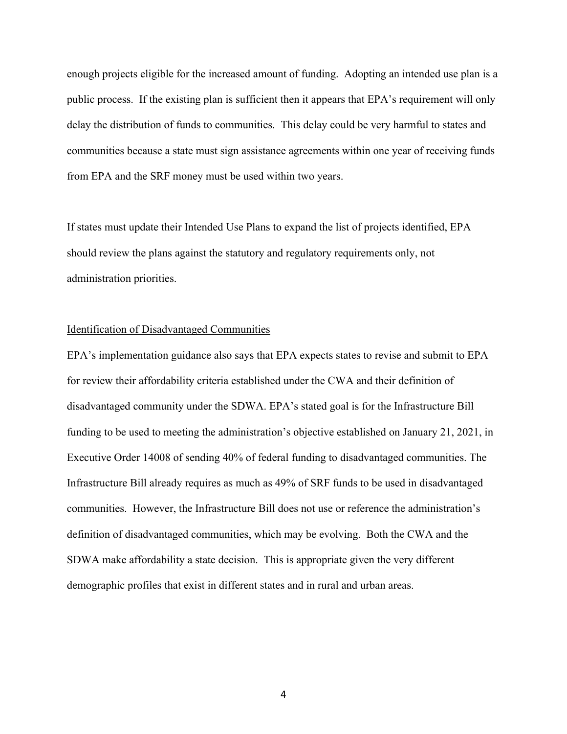enough projects eligible for the increased amount of funding. Adopting an intended use plan is a public process. If the existing plan is sufficient then it appears that EPA's requirement will only delay the distribution of funds to communities. This delay could be very harmful to states and communities because a state must sign assistance agreements within one year of receiving funds from EPA and the SRF money must be used within two years.

If states must update their Intended Use Plans to expand the list of projects identified, EPA should review the plans against the statutory and regulatory requirements only, not administration priorities.

<u>Identification of Disadvantaged Communities</u>

EPA's implementation guidance also says that EPA expects states to revise and submit to EPA for review their affordability criteria established under the CWA and their definition of disadvantaged community under the SDWA. EPA's stated goal is for the Infrastructure Bill funding to be used to meeting the administration's objective established on January 21, 2021, in Executive Order 14008 of sending 40% of federal funding to disadvantaged communities. The Infrastructure Bill already requires as much as 49% of SRF funds to be used in disadvantaged communities. However, the Infrastructure Bill does not use or reference the administration's definition of disadvantaged communities, which may be evolving. Both the CWA and the SDWA make affordability a state decision. This is appropriate given the very different demographic profiles that exist in different states and in rural and urban areas.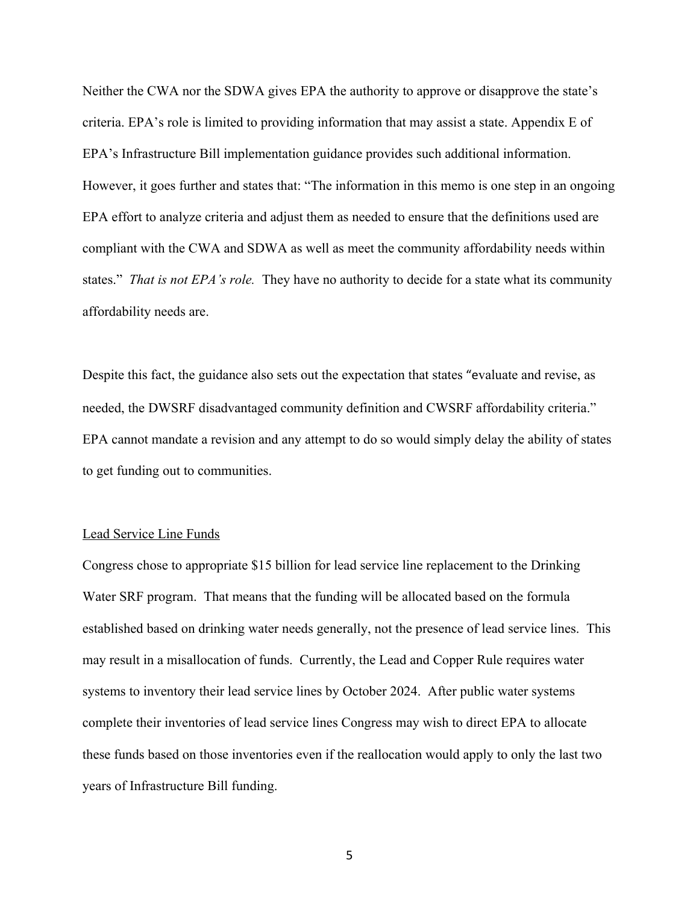Neither the CWA nor the SDWA gives EPA the authority to approve or disapprove the state's criteria. EPA's role is limited to providing information that may assist a state. Appendix E of EPA's Infrastructure Bill implementation guidance provides such additional information. However, it goes further and states that: "The information in this memo is one step in an ongoing EPA effort to analyze criteria and adjust them as needed to ensure that the definitions used are compliant with the CWA and SDWA as well as meet the community affordability needs within states." *That is not EPA's role.* They have no authority to decide for a state what its community affordability needs are.

Despite this fact, the guidance also sets out the expectation that states "evaluate and revise, as needed, the DWSRF disadvantaged community definition and CWSRF affordability criteria." EPA cannot mandate a revision and any attempt to do so would simply delay the ability of states to get funding out to communities.

<u>Lead Service Line Funds</u>

Congress chose to appropriate $15 billion for lead service line replacement to the Drinking Water SRF program. That means that the funding will be allocated based on the formula established based on drinking water needs generally, not the presence of lead service lines. This may result in a misallocation of funds. Currently, the Lead and Copper Rule requires water systems to inventory their lead service lines by October 2024. After public water systems complete their inventories of lead service lines Congress may wish to direct EPA to allocate these funds based on those inventories even if the reallocation would apply to only the last two years of Infrastructure Bill funding.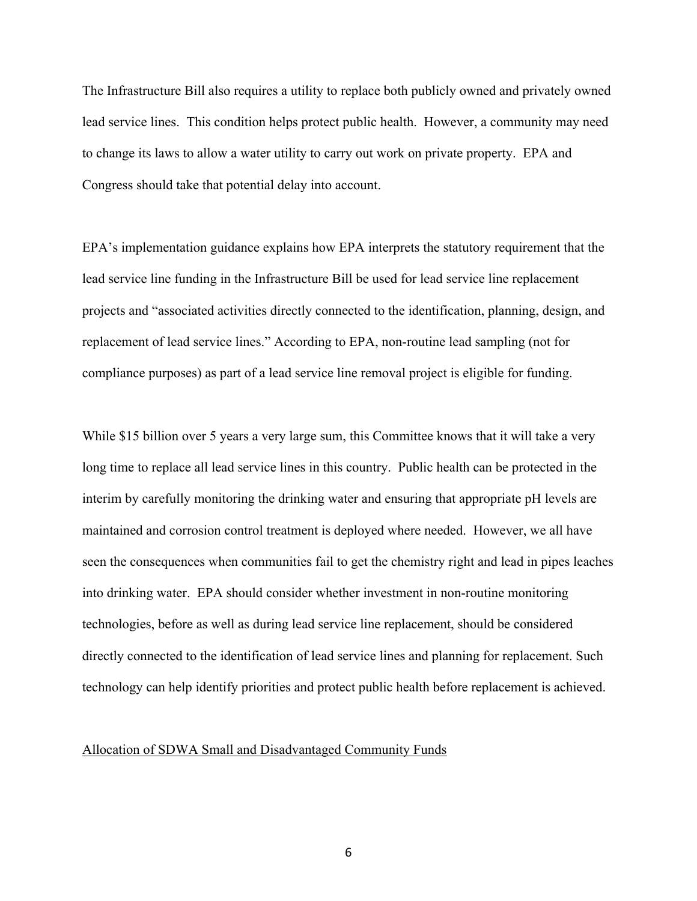The Infrastructure Bill also requires a utility to replace both publicly owned and privately owned lead service lines. This condition helps protect public health. However, a community may need to change its laws to allow a water utility to carry out work on private property. EPA and Congress should take that potential delay into account.

EPA's implementation guidance explains how EPA interprets the statutory requirement that the lead service line funding in the Infrastructure Bill be used for lead service line replacement projects and "associated activities directly connected to the identification, planning, design, and replacement of lead service lines." According to EPA, non-routine lead sampling (not for compliance purposes) as part of a lead service line removal project is eligible for funding.

While $15 billion over 5 years a very large sum, this Committee knows that it will take a very long time to replace all lead service lines in this country. Public health can be protected in the interim by carefully monitoring the drinking water and ensuring that appropriate pH levels are maintained and corrosion control treatment is deployed where needed. However, we all have seen the consequences when communities fail to get the chemistry right and lead in pipes leaches into drinking water. EPA should consider whether investment in non-routine monitoring technologies, before as well as during lead service line replacement, should be considered directly connected to the identification of lead service lines and planning for replacement. Such technology can help identify priorities and protect public health before replacement is achieved.

<u>Allocation of SDWA Small and Disadvantaged Community Funds</u>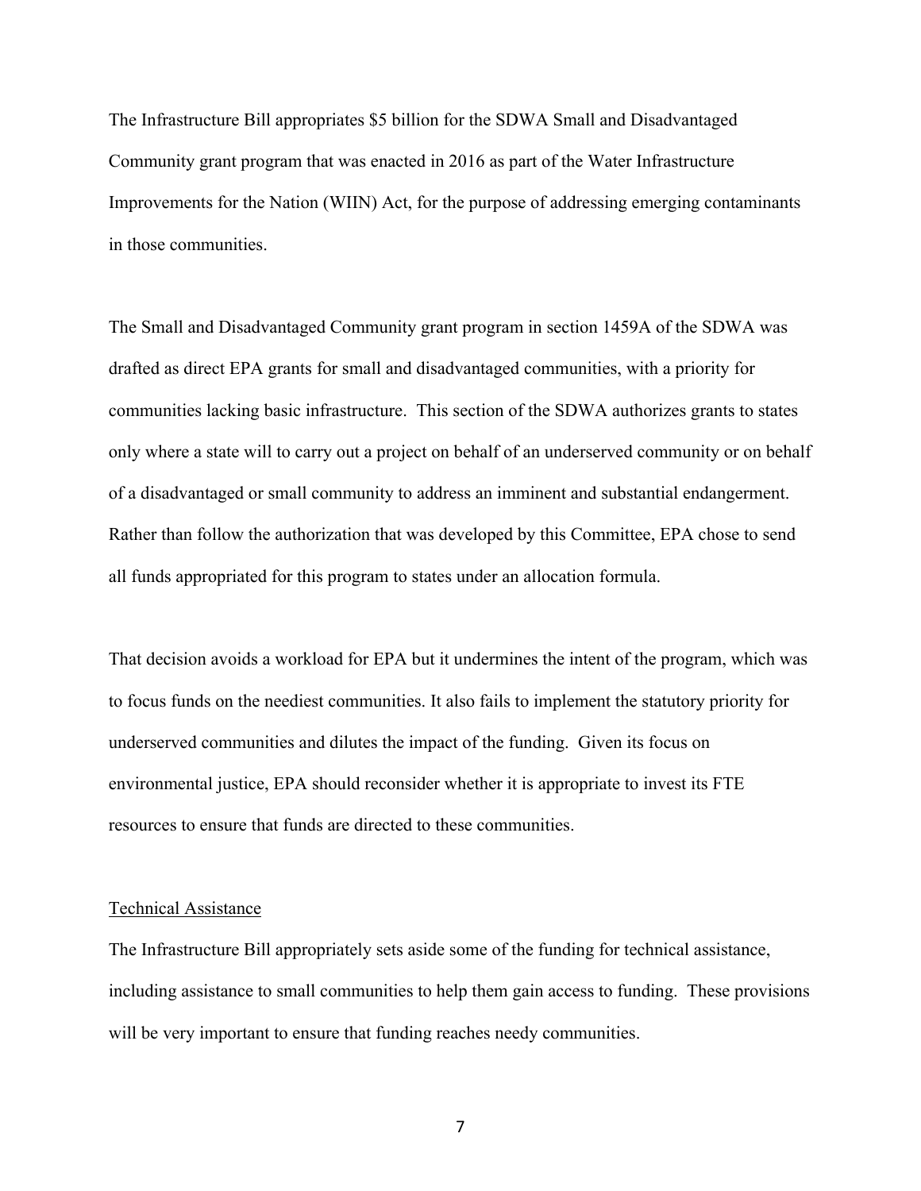The Infrastructure Bill appropriates $5 billion for the SDWA Small and Disadvantaged Community grant program that was enacted in 2016 as part of the Water Infrastructure Improvements for the Nation (WIIN) Act, for the purpose of addressing emerging contaminants in those communities.

The Small and Disadvantaged Community grant program in section 1459A of the SDWA was drafted as direct EPA grants for small and disadvantaged communities, with a priority for communities lacking basic infrastructure. This section of the SDWA authorizes grants to states only where a state will to carry out a project on behalf of an underserved community or on behalf of a disadvantaged or small community to address an imminent and substantial endangerment. Rather than follow the authorization that was developed by this Committee, EPA chose to send all funds appropriated for this program to states under an allocation formula.

That decision avoids a workload for EPA but it undermines the intent of the program, which was to focus funds on the neediest communities. It also fails to implement the statutory priority for underserved communities and dilutes the impact of the funding. Given its focus on environmental justice, EPA should reconsider whether it is appropriate to invest its FTE resources to ensure that funds are directed to these communities.

Technical Assistance

The Infrastructure Bill appropriately sets aside some of the funding for technical assistance, including assistance to small communities to help them gain access to funding. These provisions will be very important to ensure that funding reaches needy communities.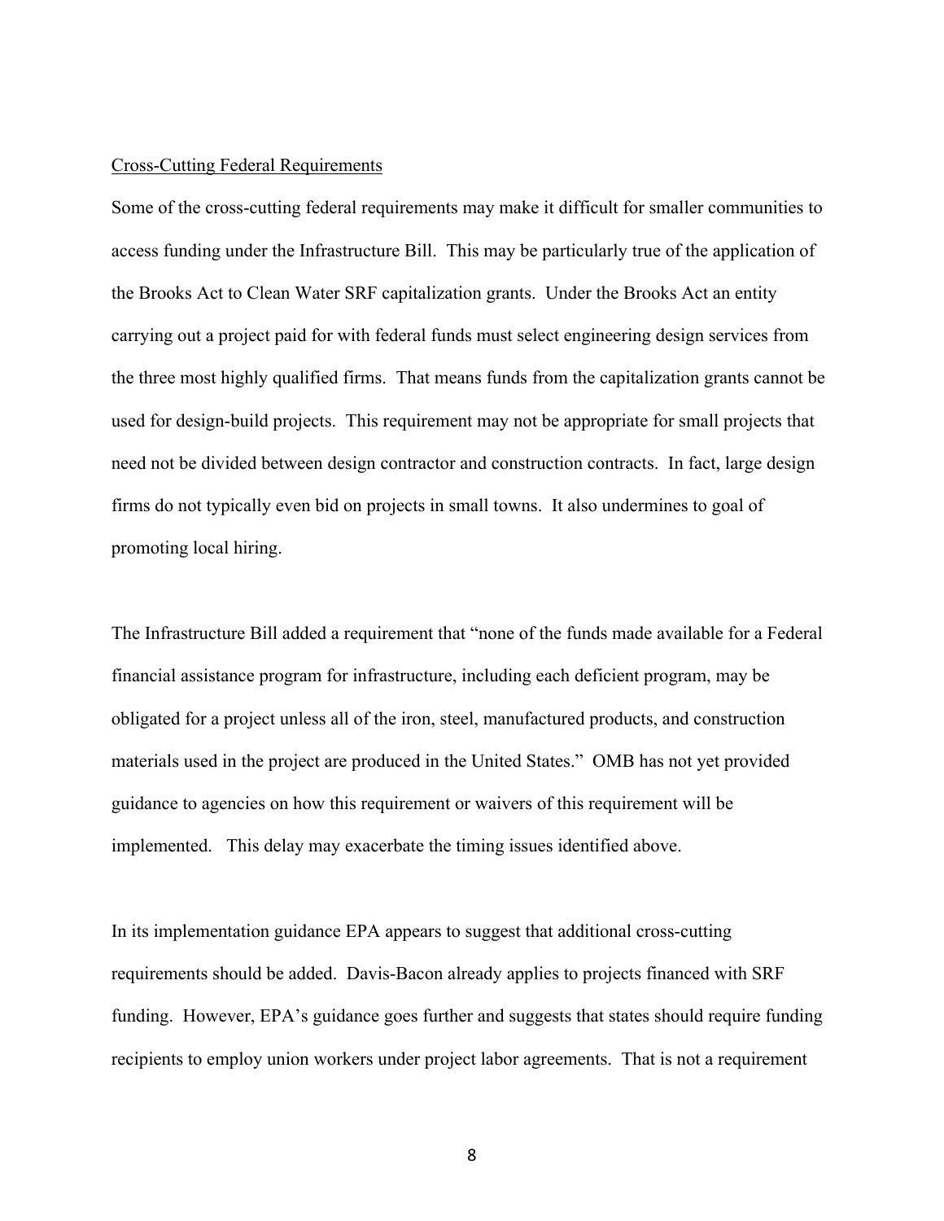<u>Cross-Cutting Federal Requirements</u>

Some of the cross-cutting federal requirements may make it difficult for smaller communities to access funding under the Infrastructure Bill. This may be particularly true of the application of the Brooks Act to Clean Water SRF capitalization grants. Under the Brooks Act an entity carrying out a project paid for with federal funds must select engineering design services from the three most highly qualified firms. That means funds from the capitalization grants cannot be used for design-build projects. This requirement may not be appropriate for small projects that need not be divided between design contractor and construction contracts. In fact, large design firms do not typically even bid on projects in small towns. It also undermines to goal of promoting local hiring.

The Infrastructure Bill added a requirement that "none of the funds made available for a Federal financial assistance program for infrastructure, including each deficient program, may be obligated for a project unless all of the iron, steel, manufactured products, and construction materials used in the project are produced in the United States." OMB has not yet provided guidance to agencies on how this requirement or waivers of this requirement will be implemented. This delay may exacerbate the timing issues identified above.

In its implementation guidance EPA appears to suggest that additional cross-cutting requirements should be added. Davis-Bacon already applies to projects financed with SRF funding. However, EPA's guidance goes further and suggests that states should require funding recipients to employ union workers under project labor agreements. That is not a requirement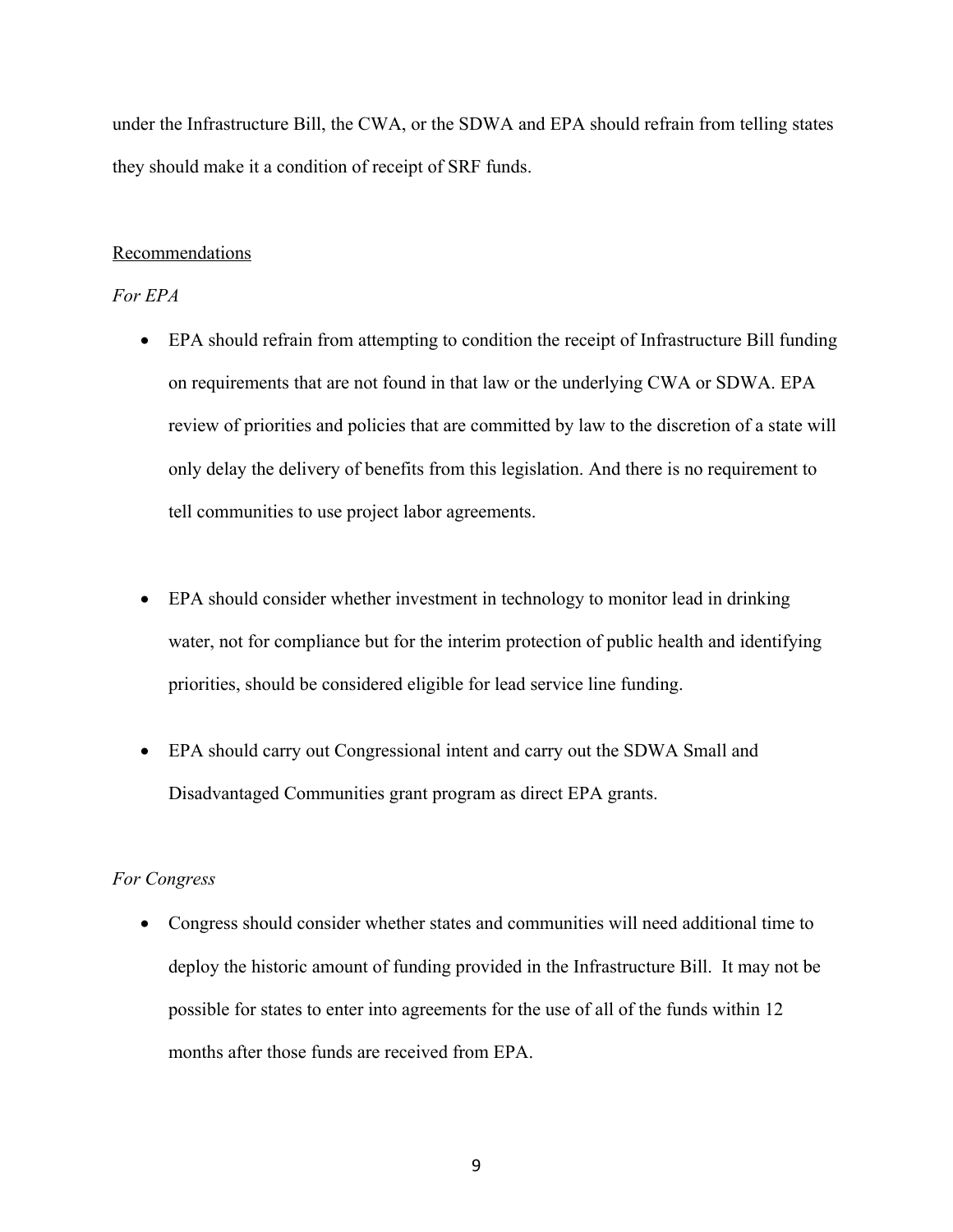under the Infrastructure Bill, the CWA, or the SDWA and EPA should refrain from telling states they should make it a condition of receipt of SRF funds.

## Recommendations

### *For EPA*

- EPA should refrain from attempting to condition the receipt of Infrastructure Bill funding on requirements that are not found in that law or the underlying CWA or SDWA. EPA review of priorities and policies that are committed by law to the discretion of a state will only delay the delivery of benefits from this legislation. And there is no requirement to tell communities to use project labor agreements.

- EPA should consider whether investment in technology to monitor lead in drinking water, not for compliance but for the interim protection of public health and identifying priorities, should be considered eligible for lead service line funding.

- EPA should carry out Congressional intent and carry out the SDWA Small and Disadvantaged Communities grant program as direct EPA grants.

### *For Congress*

- Congress should consider whether states and communities will need additional time to deploy the historic amount of funding provided in the Infrastructure Bill. It may not be possible for states to enter into agreements for the use of all of the funds within 12 months after those funds are received from EPA.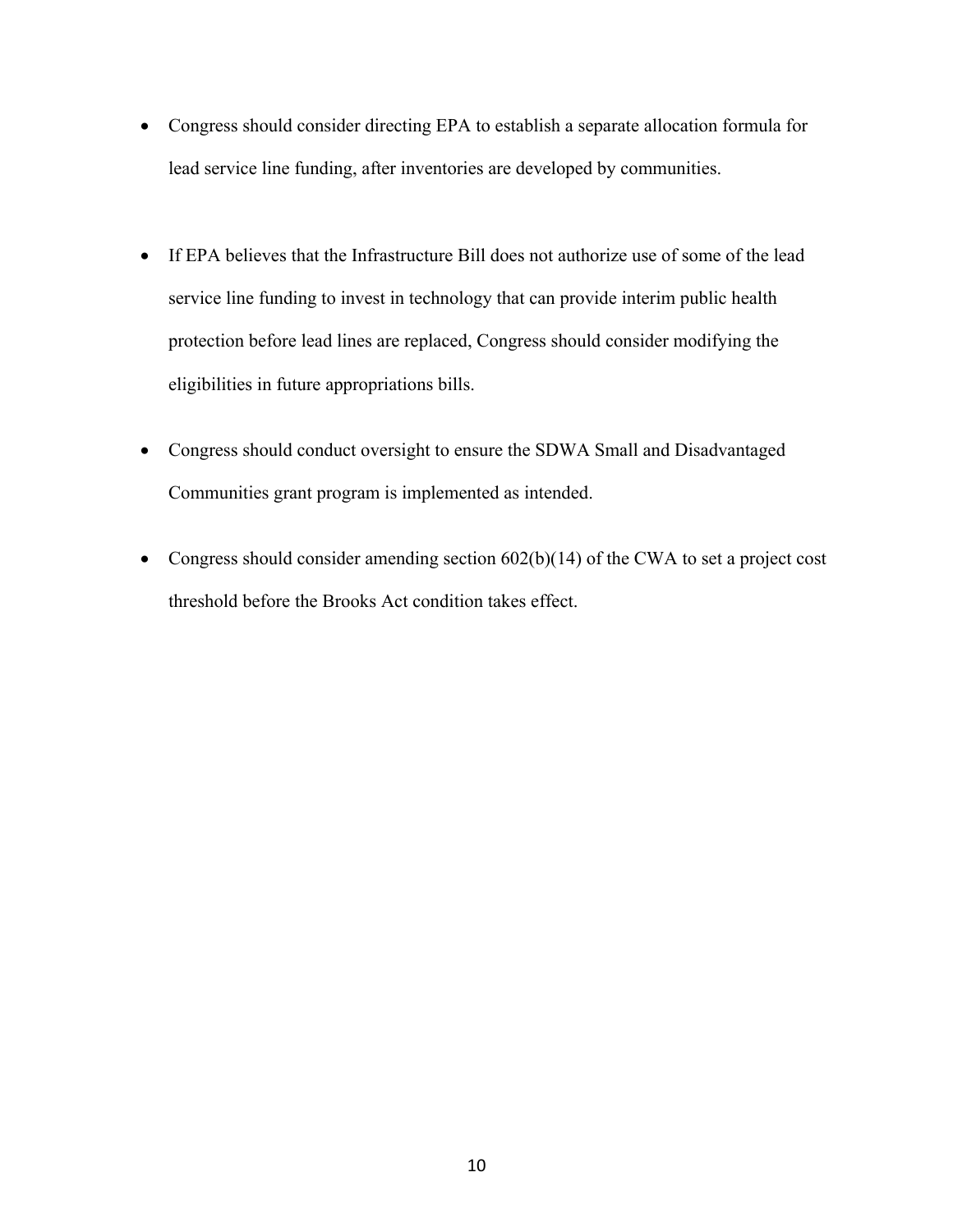- Congress should consider directing EPA to establish a separate allocation formula for lead service line funding, after inventories are developed by communities.

- If EPA believes that the Infrastructure Bill does not authorize use of some of the lead service line funding to invest in technology that can provide interim public health protection before lead lines are replaced, Congress should consider modifying the eligibilities in future appropriations bills.

- Congress should conduct oversight to ensure the SDWA Small and Disadvantaged Communities grant program is implemented as intended.

- Congress should consider amending section 602(b)(14) of the CWA to set a project cost threshold before the Brooks Act condition takes effect.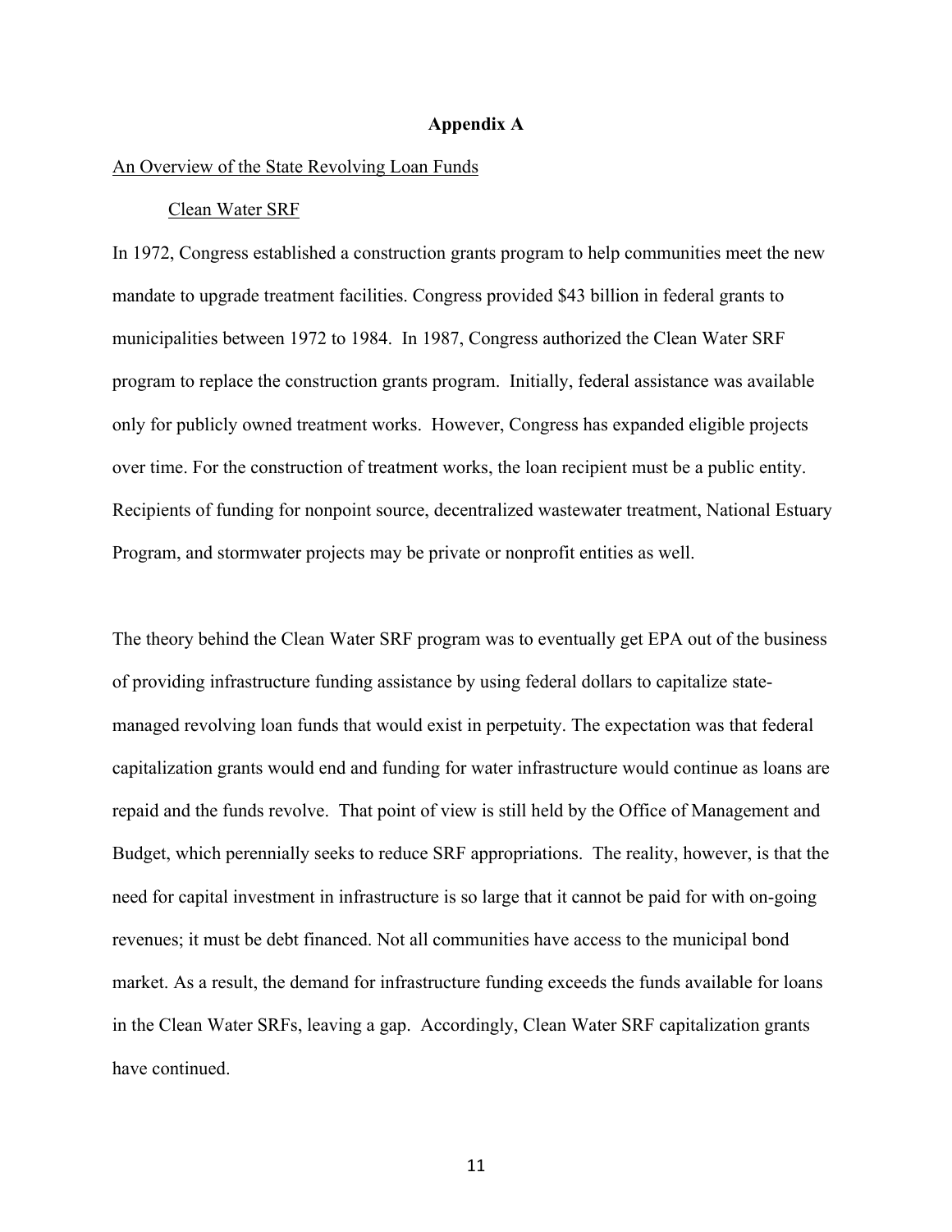# Appendix A

## An Overview of the State Revolving Loan Funds

### Clean Water SRF

In 1972, Congress established a construction grants program to help communities meet the new mandate to upgrade treatment facilities. Congress provided $43 billion in federal grants to municipalities between 1972 to 1984. In 1987, Congress authorized the Clean Water SRF program to replace the construction grants program. Initially, federal assistance was available only for publicly owned treatment works. However, Congress has expanded eligible projects over time. For the construction of treatment works, the loan recipient must be a public entity. Recipients of funding for nonpoint source, decentralized wastewater treatment, National Estuary Program, and stormwater projects may be private or nonprofit entities as well.

The theory behind the Clean Water SRF program was to eventually get EPA out of the business of providing infrastructure funding assistance by using federal dollars to capitalize state-managed revolving loan funds that would exist in perpetuity. The expectation was that federal capitalization grants would end and funding for water infrastructure would continue as loans are repaid and the funds revolve. That point of view is still held by the Office of Management and Budget, which perennially seeks to reduce SRF appropriations. The reality, however, is that the need for capital investment in infrastructure is so large that it cannot be paid for with on-going revenues; it must be debt financed. Not all communities have access to the municipal bond market. As a result, the demand for infrastructure funding exceeds the funds available for loans in the Clean Water SRFs, leaving a gap. Accordingly, Clean Water SRF capitalization grants have continued.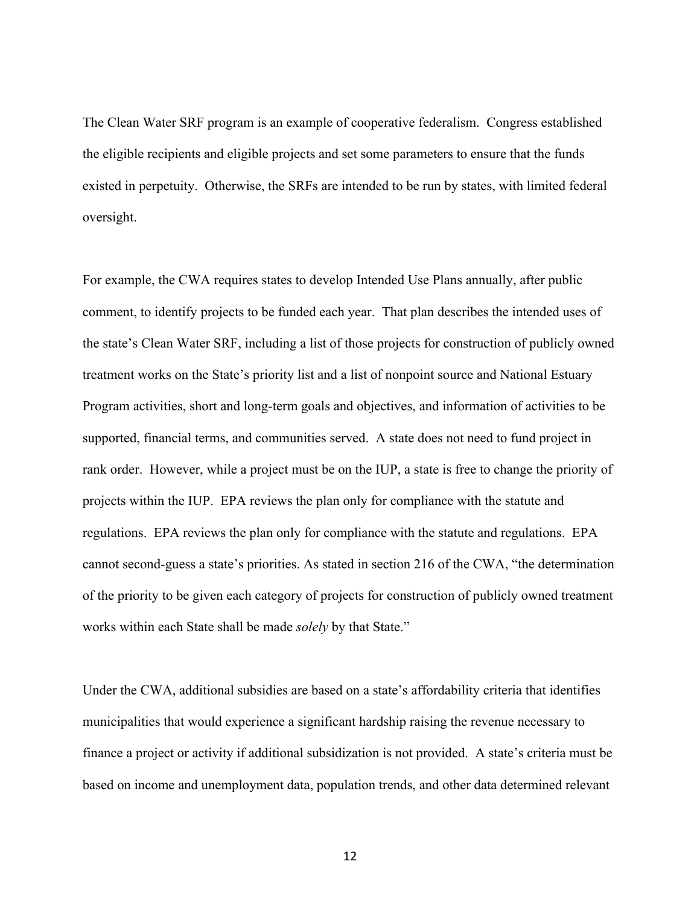The Clean Water SRF program is an example of cooperative federalism. Congress established the eligible recipients and eligible projects and set some parameters to ensure that the funds existed in perpetuity. Otherwise, the SRFs are intended to be run by states, with limited federal oversight.

For example, the CWA requires states to develop Intended Use Plans annually, after public comment, to identify projects to be funded each year. That plan describes the intended uses of the state's Clean Water SRF, including a list of those projects for construction of publicly owned treatment works on the State's priority list and a list of nonpoint source and National Estuary Program activities, short and long-term goals and objectives, and information of activities to be supported, financial terms, and communities served. A state does not need to fund project in rank order. However, while a project must be on the IUP, a state is free to change the priority of projects within the IUP. EPA reviews the plan only for compliance with the statute and regulations. EPA reviews the plan only for compliance with the statute and regulations. EPA cannot second-guess a state's priorities. As stated in section 216 of the CWA, "the determination of the priority to be given each category of projects for construction of publicly owned treatment works within each State shall be made *solely* by that State."

Under the CWA, additional subsidies are based on a state's affordability criteria that identifies municipalities that would experience a significant hardship raising the revenue necessary to finance a project or activity if additional subsidization is not provided. A state's criteria must be based on income and unemployment data, population trends, and other data determined relevant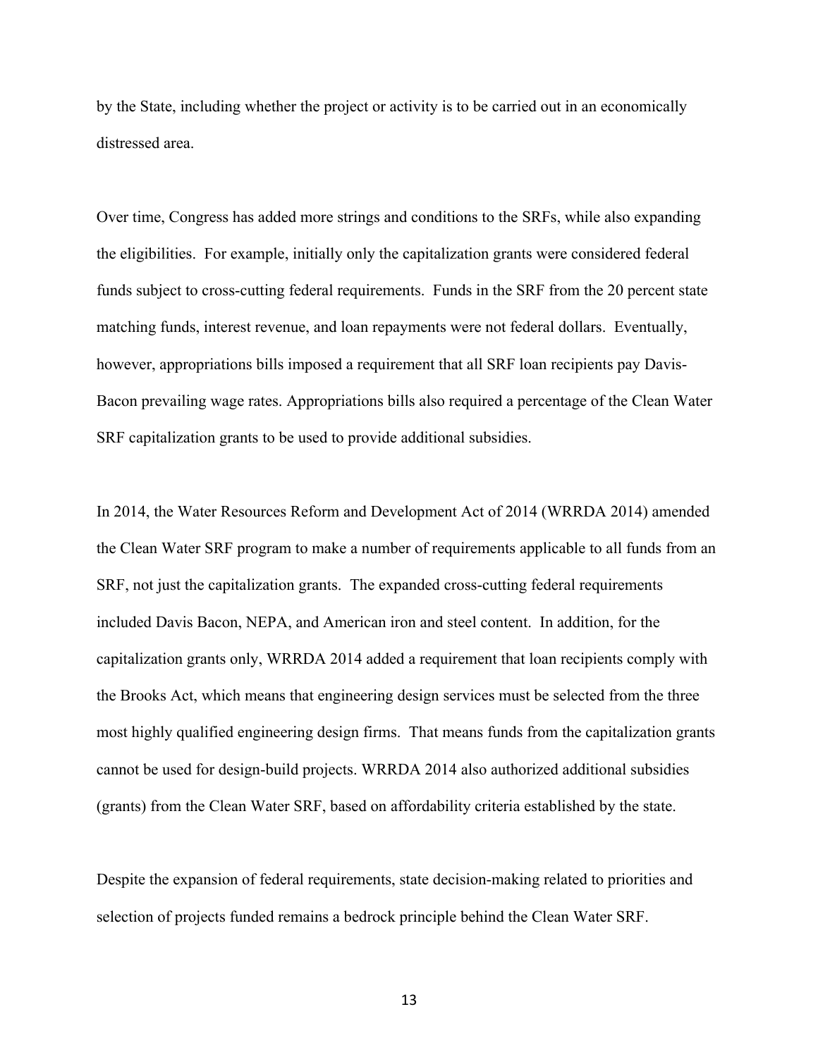by the State, including whether the project or activity is to be carried out in an economically distressed area.

Over time, Congress has added more strings and conditions to the SRFs, while also expanding the eligibilities. For example, initially only the capitalization grants were considered federal funds subject to cross-cutting federal requirements. Funds in the SRF from the 20 percent state matching funds, interest revenue, and loan repayments were not federal dollars. Eventually, however, appropriations bills imposed a requirement that all SRF loan recipients pay Davis-Bacon prevailing wage rates. Appropriations bills also required a percentage of the Clean Water SRF capitalization grants to be used to provide additional subsidies.

In 2014, the Water Resources Reform and Development Act of 2014 (WRRDA 2014) amended the Clean Water SRF program to make a number of requirements applicable to all funds from an SRF, not just the capitalization grants. The expanded cross-cutting federal requirements included Davis Bacon, NEPA, and American iron and steel content. In addition, for the capitalization grants only, WRRDA 2014 added a requirement that loan recipients comply with the Brooks Act, which means that engineering design services must be selected from the three most highly qualified engineering design firms. That means funds from the capitalization grants cannot be used for design-build projects. WRRDA 2014 also authorized additional subsidies (grants) from the Clean Water SRF, based on affordability criteria established by the state.

Despite the expansion of federal requirements, state decision-making related to priorities and selection of projects funded remains a bedrock principle behind the Clean Water SRF.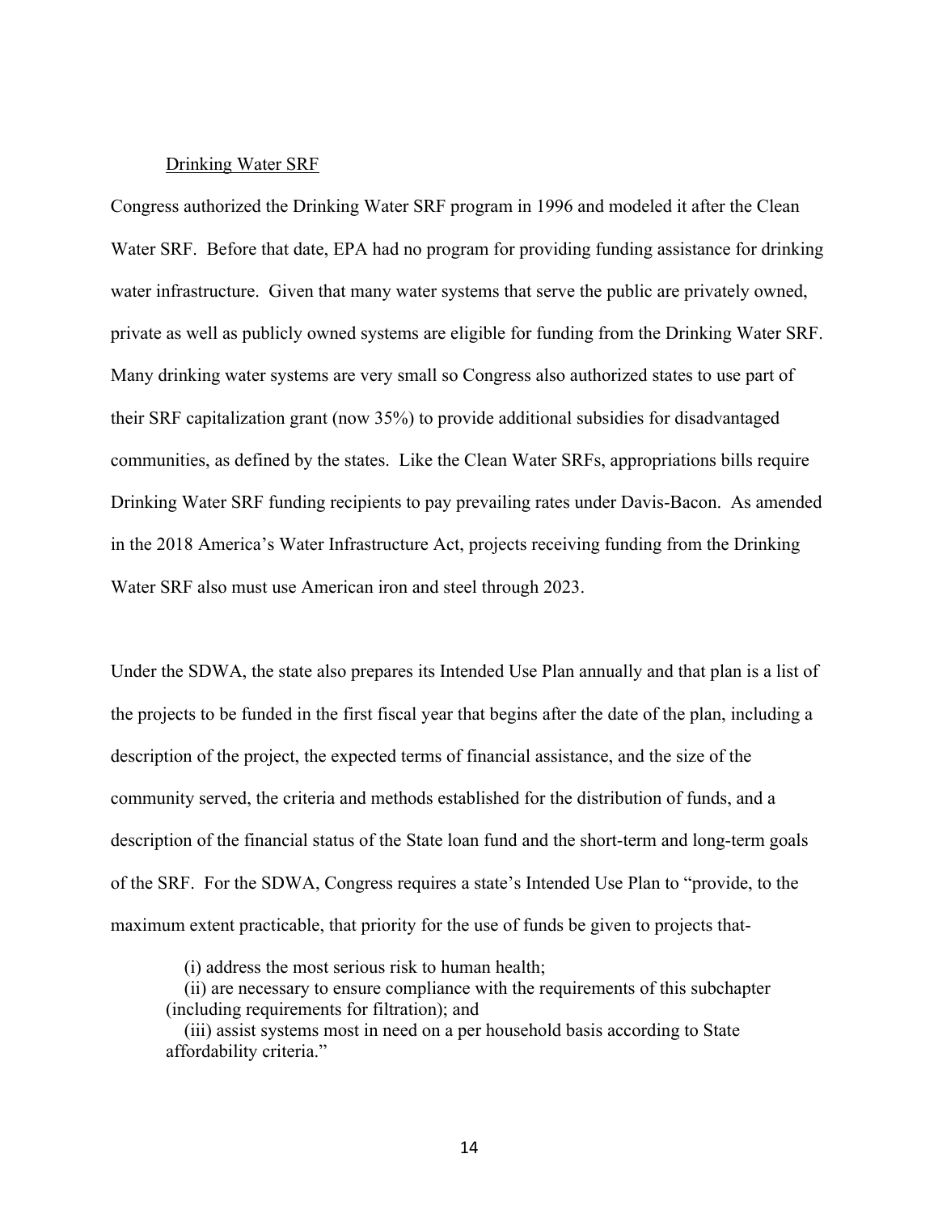<u>Drinking Water SRF</u>

Congress authorized the Drinking Water SRF program in 1996 and modeled it after the Clean Water SRF. Before that date, EPA had no program for providing funding assistance for drinking water infrastructure. Given that many water systems that serve the public are privately owned, private as well as publicly owned systems are eligible for funding from the Drinking Water SRF. Many drinking water systems are very small so Congress also authorized states to use part of their SRF capitalization grant (now 35%) to provide additional subsidies for disadvantaged communities, as defined by the states. Like the Clean Water SRFs, appropriations bills require Drinking Water SRF funding recipients to pay prevailing rates under Davis-Bacon. As amended in the 2018 America's Water Infrastructure Act, projects receiving funding from the Drinking Water SRF also must use American iron and steel through 2023.

Under the SDWA, the state also prepares its Intended Use Plan annually and that plan is a list of the projects to be funded in the first fiscal year that begins after the date of the plan, including a description of the project, the expected terms of financial assistance, and the size of the community served, the criteria and methods established for the distribution of funds, and a description of the financial status of the State loan fund and the short-term and long-term goals of the SRF. For the SDWA, Congress requires a state's Intended Use Plan to "provide, to the maximum extent practicable, that priority for the use of funds be given to projects that-

> (i) address the most serious risk to human health;
> (ii) are necessary to ensure compliance with the requirements of this subchapter (including requirements for filtration); and
> (iii) assist systems most in need on a per household basis according to State affordability criteria."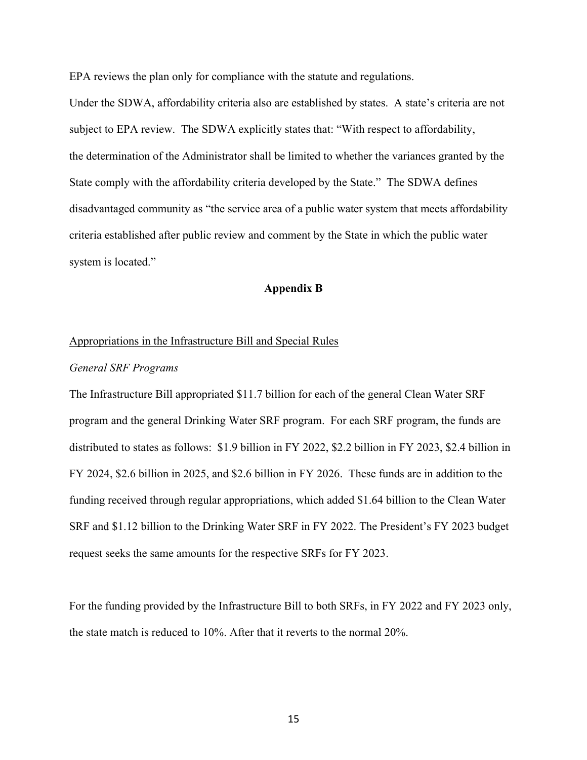EPA reviews the plan only for compliance with the statute and regulations.

Under the SDWA, affordability criteria also are established by states. A state's criteria are not subject to EPA review. The SDWA explicitly states that: "With respect to affordability, the determination of the Administrator shall be limited to whether the variances granted by the State comply with the affordability criteria developed by the State." The SDWA defines disadvantaged community as "the service area of a public water system that meets affordability criteria established after public review and comment by the State in which the public water system is located."

## Appendix B

Appropriations in the Infrastructure Bill and Special Rules

*General SRF Programs*

The Infrastructure Bill appropriated $11.7 billion for each of the general Clean Water SRF program and the general Drinking Water SRF program. For each SRF program, the funds are distributed to states as follows: $1.9 billion in FY 2022, $2.2 billion in FY 2023, $2.4 billion in FY 2024, $2.6 billion in 2025, and $2.6 billion in FY 2026. These funds are in addition to the funding received through regular appropriations, which added $1.64 billion to the Clean Water SRF and $1.12 billion to the Drinking Water SRF in FY 2022. The President's FY 2023 budget request seeks the same amounts for the respective SRFs for FY 2023.

For the funding provided by the Infrastructure Bill to both SRFs, in FY 2022 and FY 2023 only, the state match is reduced to 10%. After that it reverts to the normal 20%.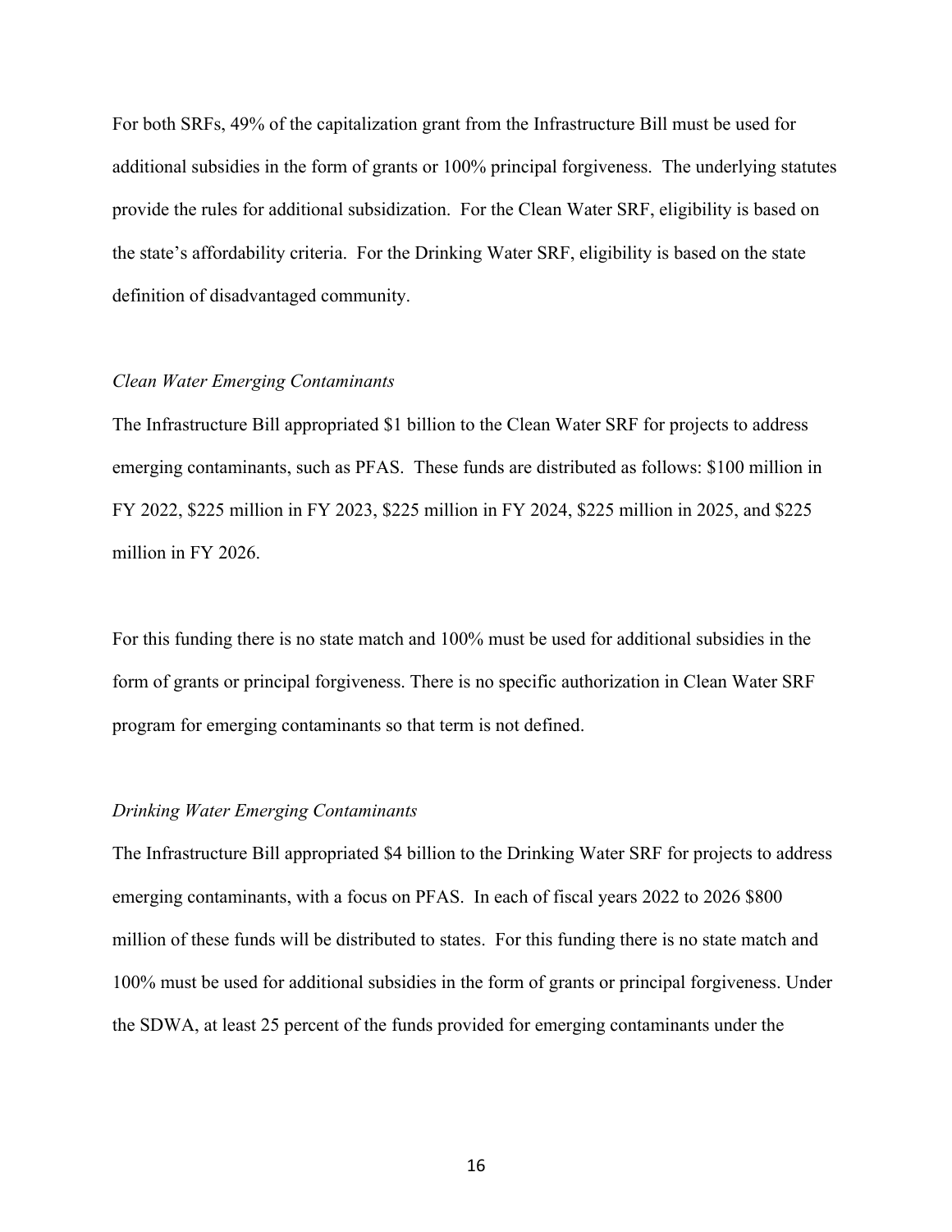For both SRFs, 49% of the capitalization grant from the Infrastructure Bill must be used for additional subsidies in the form of grants or 100% principal forgiveness. The underlying statutes provide the rules for additional subsidization. For the Clean Water SRF, eligibility is based on the state's affordability criteria. For the Drinking Water SRF, eligibility is based on the state definition of disadvantaged community.

*Clean Water Emerging Contaminants*

The Infrastructure Bill appropriated $1 billion to the Clean Water SRF for projects to address emerging contaminants, such as PFAS. These funds are distributed as follows: $100 million in FY 2022, $225 million in FY 2023, $225 million in FY 2024, $225 million in 2025, and $225 million in FY 2026.

For this funding there is no state match and 100% must be used for additional subsidies in the form of grants or principal forgiveness. There is no specific authorization in Clean Water SRF program for emerging contaminants so that term is not defined.

*Drinking Water Emerging Contaminants*

The Infrastructure Bill appropriated $4 billion to the Drinking Water SRF for projects to address emerging contaminants, with a focus on PFAS. In each of fiscal years 2022 to 2026 $800 million of these funds will be distributed to states. For this funding there is no state match and 100% must be used for additional subsidies in the form of grants or principal forgiveness. Under the SDWA, at least 25 percent of the funds provided for emerging contaminants under the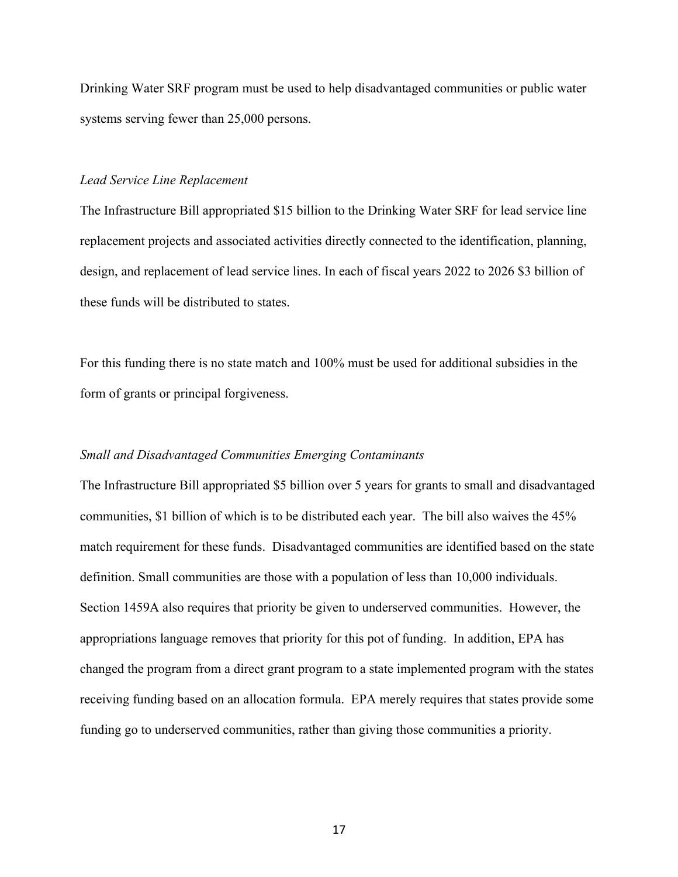Drinking Water SRF program must be used to help disadvantaged communities or public water systems serving fewer than 25,000 persons.

*Lead Service Line Replacement*

The Infrastructure Bill appropriated $15 billion to the Drinking Water SRF for lead service line replacement projects and associated activities directly connected to the identification, planning, design, and replacement of lead service lines. In each of fiscal years 2022 to 2026 $3 billion of these funds will be distributed to states.

For this funding there is no state match and 100% must be used for additional subsidies in the form of grants or principal forgiveness.

*Small and Disadvantaged Communities Emerging Contaminants*

The Infrastructure Bill appropriated $5 billion over 5 years for grants to small and disadvantaged communities, $1 billion of which is to be distributed each year. The bill also waives the 45% match requirement for these funds. Disadvantaged communities are identified based on the state definition. Small communities are those with a population of less than 10,000 individuals. Section 1459A also requires that priority be given to underserved communities. However, the appropriations language removes that priority for this pot of funding. In addition, EPA has changed the program from a direct grant program to a state implemented program with the states receiving funding based on an allocation formula. EPA merely requires that states provide some funding go to underserved communities, rather than giving those communities a priority.